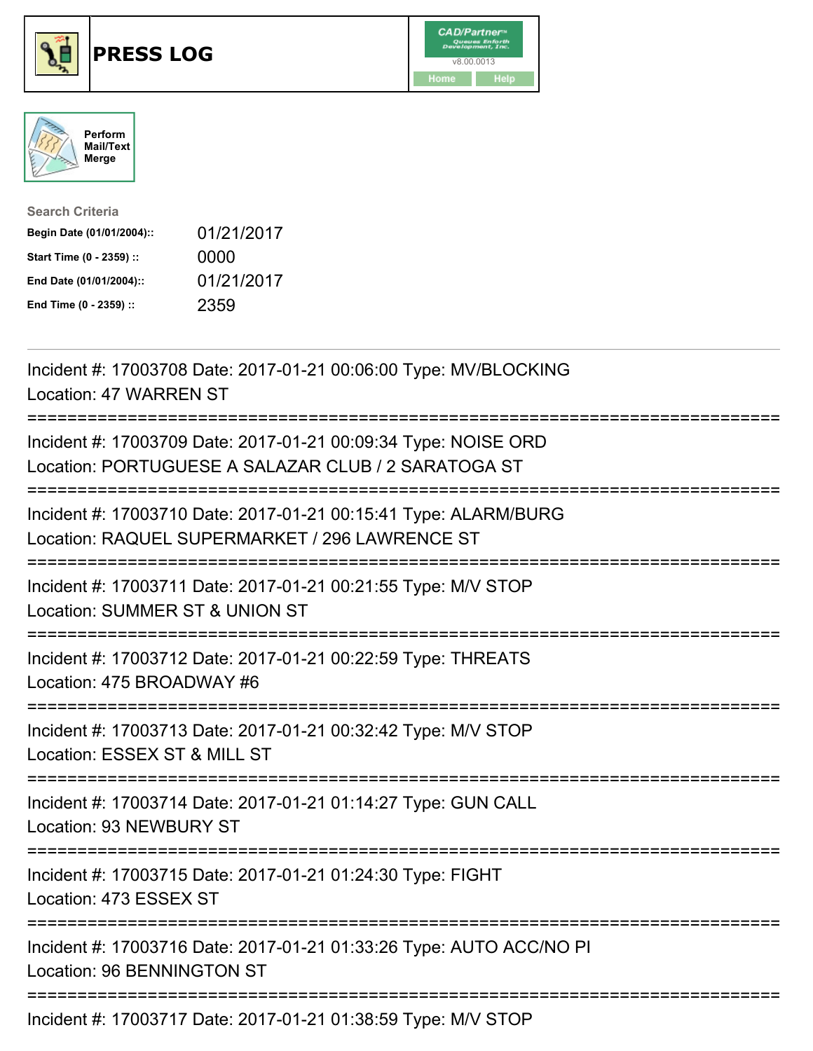# PRESS LOG

CAD/Partner v8.00.0013

Home | Help

Perform Mail/Text Merge

**Search Criteria**

| | |
|---|---|
| **Begin Date (01/01/2004)::** | 01/21/2017 |
| **Start Time (0 - 2359) ::** | 0000 |
| **End Date (01/01/2004)::** | 01/21/2017 |
| **End Time (0 - 2359) ::** | 2359 |

---

Incident #: 17003708 Date: 2017-01-21 00:06:00 Type: MV/BLOCKING
Location: 47 WARREN ST

===========================================================================

Incident #: 17003709 Date: 2017-01-21 00:09:34 Type: NOISE ORD
Location: PORTUGUESE A SALAZAR CLUB / 2 SARATOGA ST

===========================================================================

Incident #: 17003710 Date: 2017-01-21 00:15:41 Type: ALARM/BURG
Location: RAQUEL SUPERMARKET / 296 LAWRENCE ST

===========================================================================

Incident #: 17003711 Date: 2017-01-21 00:21:55 Type: M/V STOP
Location: SUMMER ST & UNION ST

===========================================================================

Incident #: 17003712 Date: 2017-01-21 00:22:59 Type: THREATS
Location: 475 BROADWAY #6

===========================================================================

Incident #: 17003713 Date: 2017-01-21 00:32:42 Type: M/V STOP
Location: ESSEX ST & MILL ST

===========================================================================

Incident #: 17003714 Date: 2017-01-21 01:14:27 Type: GUN CALL
Location: 93 NEWBURY ST

===========================================================================

Incident #: 17003715 Date: 2017-01-21 01:24:30 Type: FIGHT
Location: 473 ESSEX ST

===========================================================================

Incident #: 17003716 Date: 2017-01-21 01:33:26 Type: AUTO ACC/NO PI
Location: 96 BENNINGTON ST

===========================================================================

Incident #: 17003717 Date: 2017-01-21 01:38:59 Type: M/V STOP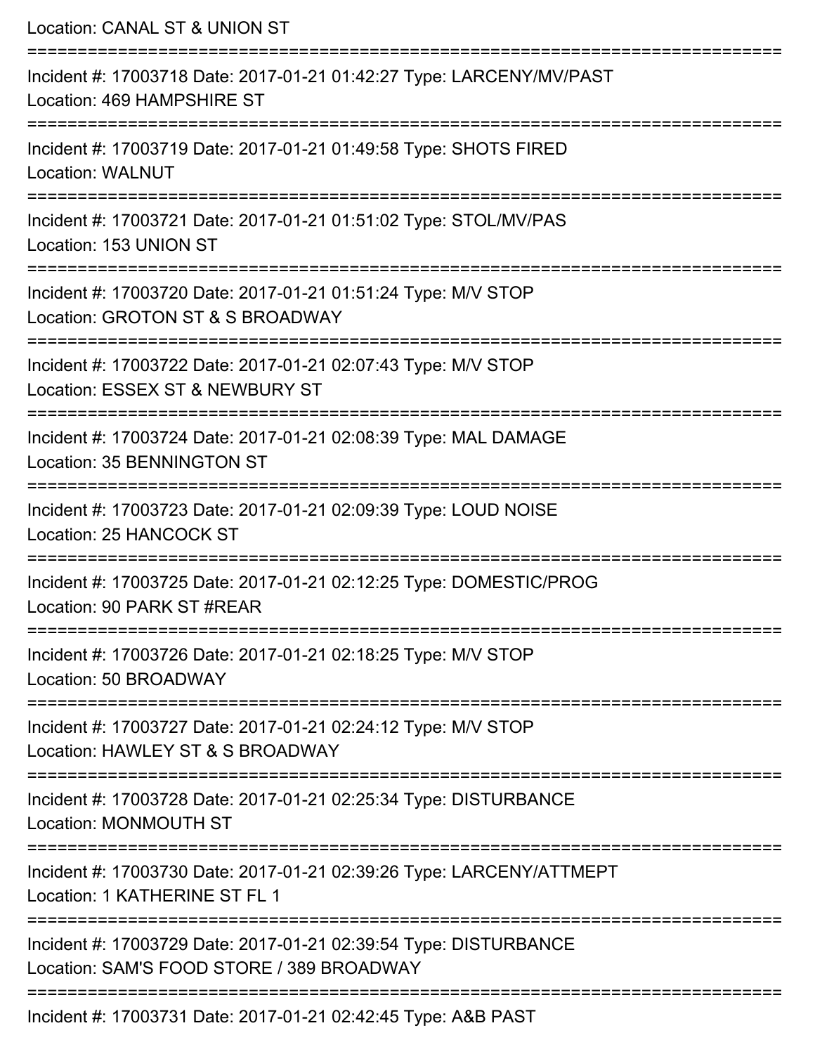Location: CANAL ST & UNION ST

===========================================================================

Incident #: 17003718 Date: 2017-01-21 01:42:27 Type: LARCENY/MV/PAST

Location: 469 HAMPSHIRE ST

===========================================================================

Incident #: 17003719 Date: 2017-01-21 01:49:58 Type: SHOTS FIRED

Location: WALNUT

===========================================================================

Incident #: 17003721 Date: 2017-01-21 01:51:02 Type: STOL/MV/PAS

Location: 153 UNION ST

===========================================================================

Incident #: 17003720 Date: 2017-01-21 01:51:24 Type: M/V STOP

Location: GROTON ST & S BROADWAY

===========================================================================

Incident #: 17003722 Date: 2017-01-21 02:07:43 Type: M/V STOP

Location: ESSEX ST & NEWBURY ST

===========================================================================

Incident #: 17003724 Date: 2017-01-21 02:08:39 Type: MAL DAMAGE

Location: 35 BENNINGTON ST

===========================================================================

Incident #: 17003723 Date: 2017-01-21 02:09:39 Type: LOUD NOISE

Location: 25 HANCOCK ST

===========================================================================

Incident #: 17003725 Date: 2017-01-21 02:12:25 Type: DOMESTIC/PROG

Location: 90 PARK ST #REAR

===========================================================================

Incident #: 17003726 Date: 2017-01-21 02:18:25 Type: M/V STOP

Location: 50 BROADWAY

===========================================================================

Incident #: 17003727 Date: 2017-01-21 02:24:12 Type: M/V STOP

Location: HAWLEY ST & S BROADWAY

===========================================================================

Incident #: 17003728 Date: 2017-01-21 02:25:34 Type: DISTURBANCE

Location: MONMOUTH ST

===========================================================================

Incident #: 17003730 Date: 2017-01-21 02:39:26 Type: LARCENY/ATTMEPT

Location: 1 KATHERINE ST FL 1

===========================================================================

Incident #: 17003729 Date: 2017-01-21 02:39:54 Type: DISTURBANCE

Location: SAM'S FOOD STORE / 389 BROADWAY

===========================================================================

Incident #: 17003731 Date: 2017-01-21 02:42:45 Type: A&B PAST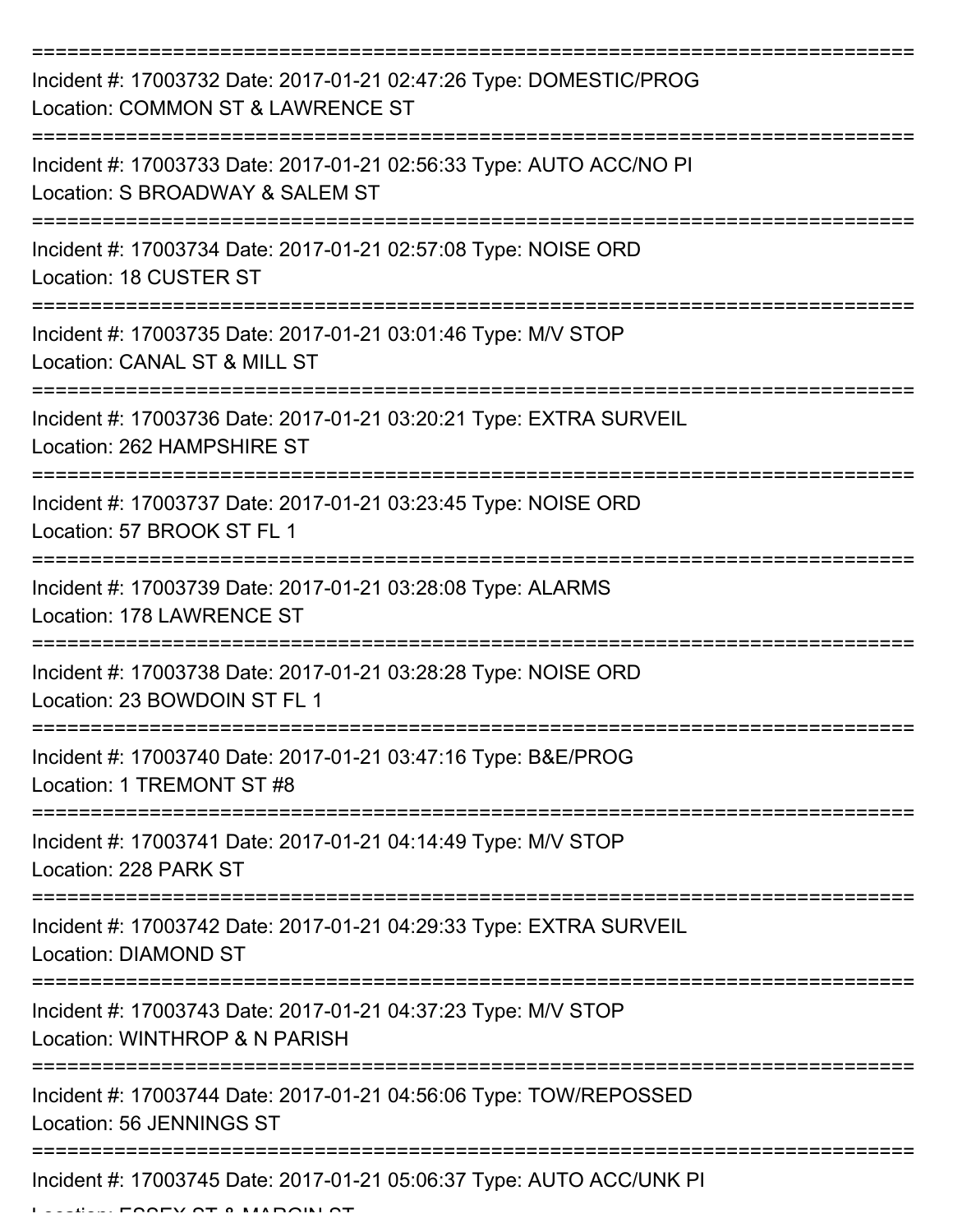==============================================================================
Incident #: 17003732 Date: 2017-01-21 02:47:26 Type: DOMESTIC/PROG
Location: COMMON ST & LAWRENCE ST
==============================================================================
Incident #: 17003733 Date: 2017-01-21 02:56:33 Type: AUTO ACC/NO PI
Location: S BROADWAY & SALEM ST
==============================================================================
Incident #: 17003734 Date: 2017-01-21 02:57:08 Type: NOISE ORD
Location: 18 CUSTER ST
==============================================================================
Incident #: 17003735 Date: 2017-01-21 03:01:46 Type: M/V STOP
Location: CANAL ST & MILL ST
==============================================================================
Incident #: 17003736 Date: 2017-01-21 03:20:21 Type: EXTRA SURVEIL
Location: 262 HAMPSHIRE ST
==============================================================================
Incident #: 17003737 Date: 2017-01-21 03:23:45 Type: NOISE ORD
Location: 57 BROOK ST FL 1
==============================================================================
Incident #: 17003739 Date: 2017-01-21 03:28:08 Type: ALARMS
Location: 178 LAWRENCE ST
==============================================================================
Incident #: 17003738 Date: 2017-01-21 03:28:28 Type: NOISE ORD
Location: 23 BOWDOIN ST FL 1
==============================================================================
Incident #: 17003740 Date: 2017-01-21 03:47:16 Type: B&E/PROG
Location: 1 TREMONT ST #8
==============================================================================
Incident #: 17003741 Date: 2017-01-21 04:14:49 Type: M/V STOP
Location: 228 PARK ST
==============================================================================
Incident #: 17003742 Date: 2017-01-21 04:29:33 Type: EXTRA SURVEIL
Location: DIAMOND ST
==============================================================================
Incident #: 17003743 Date: 2017-01-21 04:37:23 Type: M/V STOP
Location: WINTHROP & N PARISH
==============================================================================
Incident #: 17003744 Date: 2017-01-21 04:56:06 Type: TOW/REPOSSED
Location: 56 JENNINGS ST
==============================================================================
Incident #: 17003745 Date: 2017-01-21 05:06:37 Type: AUTO ACC/UNK PI
Location: ESSEX ST & MARGIN ST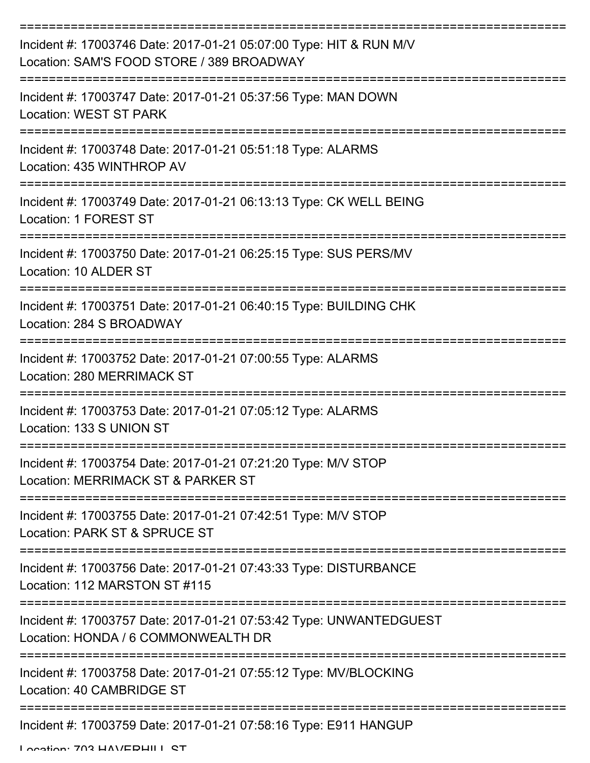===========================================================================

Incident #: 17003746 Date: 2017-01-21 05:07:00 Type: HIT & RUN M/V
Location: SAM'S FOOD STORE / 389 BROADWAY

===========================================================================

Incident #: 17003747 Date: 2017-01-21 05:37:56 Type: MAN DOWN
Location: WEST ST PARK

===========================================================================

Incident #: 17003748 Date: 2017-01-21 05:51:18 Type: ALARMS
Location: 435 WINTHROP AV

===========================================================================

Incident #: 17003749 Date: 2017-01-21 06:13:13 Type: CK WELL BEING
Location: 1 FOREST ST

===========================================================================

Incident #: 17003750 Date: 2017-01-21 06:25:15 Type: SUS PERS/MV
Location: 10 ALDER ST

===========================================================================

Incident #: 17003751 Date: 2017-01-21 06:40:15 Type: BUILDING CHK
Location: 284 S BROADWAY

===========================================================================

Incident #: 17003752 Date: 2017-01-21 07:00:55 Type: ALARMS
Location: 280 MERRIMACK ST

===========================================================================

Incident #: 17003753 Date: 2017-01-21 07:05:12 Type: ALARMS
Location: 133 S UNION ST

===========================================================================

Incident #: 17003754 Date: 2017-01-21 07:21:20 Type: M/V STOP
Location: MERRIMACK ST & PARKER ST

===========================================================================

Incident #: 17003755 Date: 2017-01-21 07:42:51 Type: M/V STOP
Location: PARK ST & SPRUCE ST

===========================================================================

Incident #: 17003756 Date: 2017-01-21 07:43:33 Type: DISTURBANCE
Location: 112 MARSTON ST #115

===========================================================================

Incident #: 17003757 Date: 2017-01-21 07:53:42 Type: UNWANTEDGUEST
Location: HONDA / 6 COMMONWEALTH DR

===========================================================================

Incident #: 17003758 Date: 2017-01-21 07:55:12 Type: MV/BLOCKING
Location: 40 CAMBRIDGE ST

===========================================================================

Incident #: 17003759 Date: 2017-01-21 07:58:16 Type: E911 HANGUP
Location: 703 HAVERHILL ST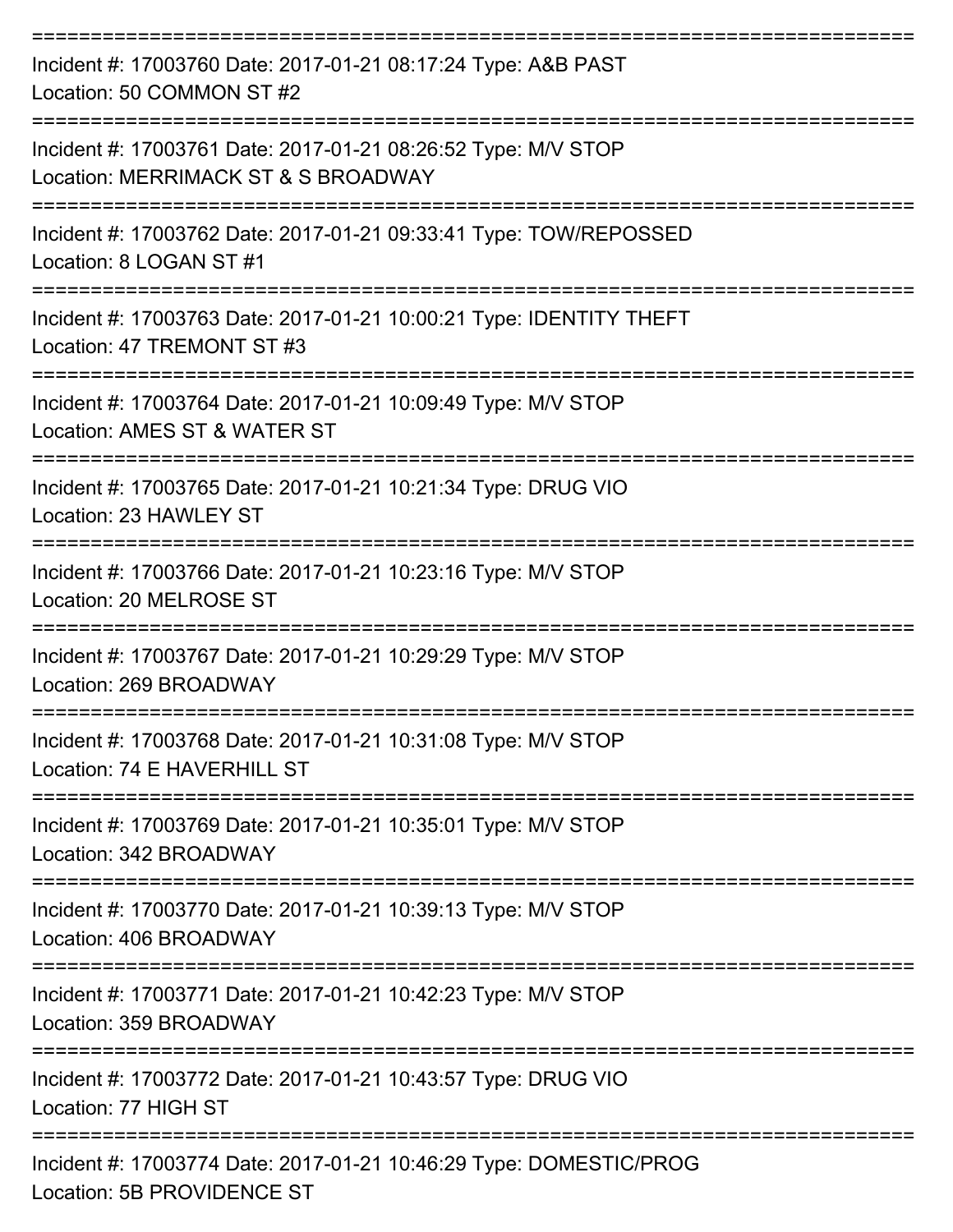===========================================================================

Incident #: 17003760 Date: 2017-01-21 08:17:24 Type: A&B PAST
Location: 50 COMMON ST #2

===========================================================================

Incident #: 17003761 Date: 2017-01-21 08:26:52 Type: M/V STOP
Location: MERRIMACK ST & S BROADWAY

===========================================================================

Incident #: 17003762 Date: 2017-01-21 09:33:41 Type: TOW/REPOSSED
Location: 8 LOGAN ST #1

===========================================================================

Incident #: 17003763 Date: 2017-01-21 10:00:21 Type: IDENTITY THEFT
Location: 47 TREMONT ST #3

===========================================================================

Incident #: 17003764 Date: 2017-01-21 10:09:49 Type: M/V STOP
Location: AMES ST & WATER ST

===========================================================================

Incident #: 17003765 Date: 2017-01-21 10:21:34 Type: DRUG VIO
Location: 23 HAWLEY ST

===========================================================================

Incident #: 17003766 Date: 2017-01-21 10:23:16 Type: M/V STOP
Location: 20 MELROSE ST

===========================================================================

Incident #: 17003767 Date: 2017-01-21 10:29:29 Type: M/V STOP
Location: 269 BROADWAY

===========================================================================

Incident #: 17003768 Date: 2017-01-21 10:31:08 Type: M/V STOP
Location: 74 E HAVERHILL ST

===========================================================================

Incident #: 17003769 Date: 2017-01-21 10:35:01 Type: M/V STOP
Location: 342 BROADWAY

===========================================================================

Incident #: 17003770 Date: 2017-01-21 10:39:13 Type: M/V STOP
Location: 406 BROADWAY

===========================================================================

Incident #: 17003771 Date: 2017-01-21 10:42:23 Type: M/V STOP
Location: 359 BROADWAY

===========================================================================

Incident #: 17003772 Date: 2017-01-21 10:43:57 Type: DRUG VIO
Location: 77 HIGH ST

===========================================================================

Incident #: 17003774 Date: 2017-01-21 10:46:29 Type: DOMESTIC/PROG
Location: 5B PROVIDENCE ST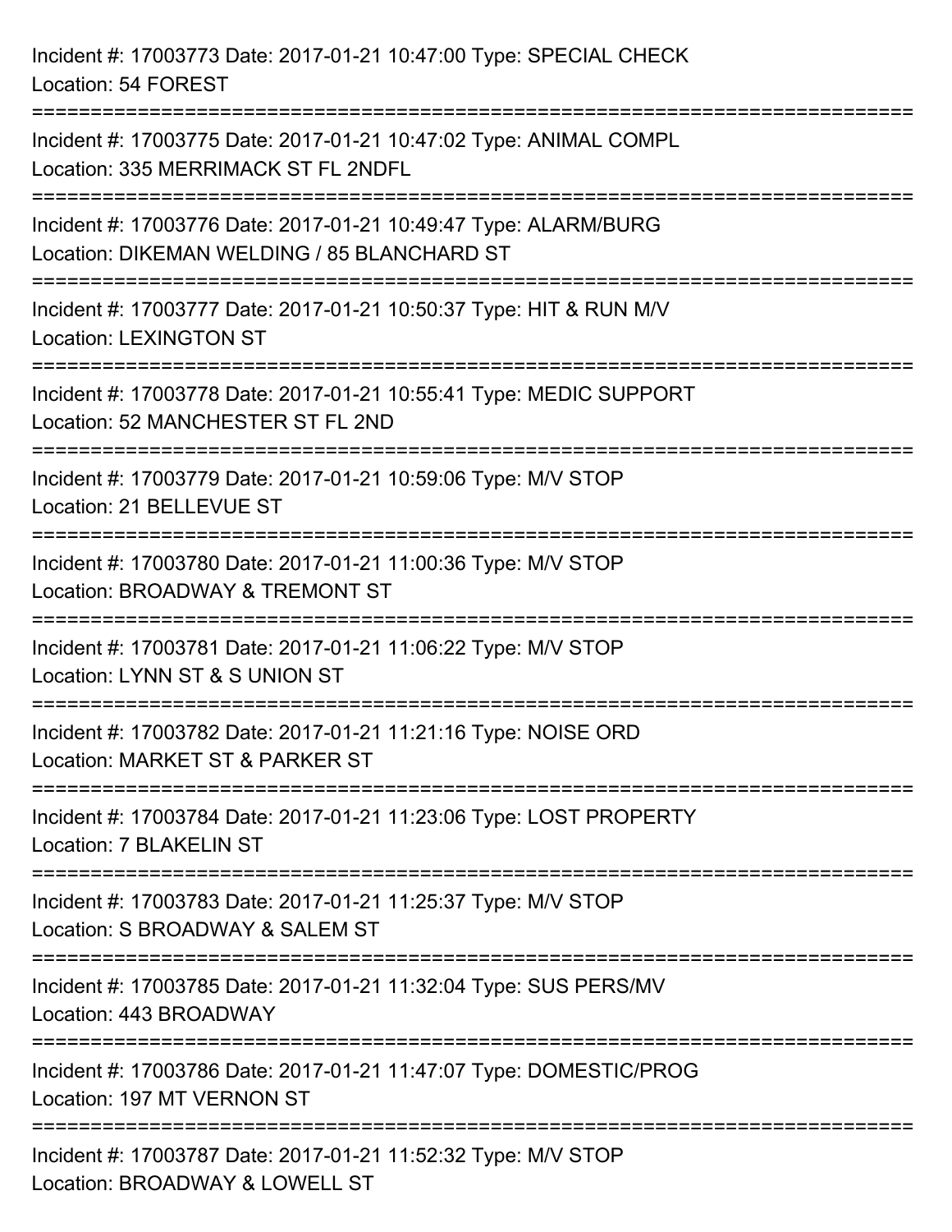Incident #: 17003773 Date: 2017-01-21 10:47:00 Type: SPECIAL CHECK
Location: 54 FOREST

===========================================================================

Incident #: 17003775 Date: 2017-01-21 10:47:02 Type: ANIMAL COMPL
Location: 335 MERRIMACK ST FL 2NDFL

===========================================================================

Incident #: 17003776 Date: 2017-01-21 10:49:47 Type: ALARM/BURG
Location: DIKEMAN WELDING / 85 BLANCHARD ST

===========================================================================

Incident #: 17003777 Date: 2017-01-21 10:50:37 Type: HIT & RUN M/V
Location: LEXINGTON ST

===========================================================================

Incident #: 17003778 Date: 2017-01-21 10:55:41 Type: MEDIC SUPPORT
Location: 52 MANCHESTER ST FL 2ND

===========================================================================

Incident #: 17003779 Date: 2017-01-21 10:59:06 Type: M/V STOP
Location: 21 BELLEVUE ST

===========================================================================

Incident #: 17003780 Date: 2017-01-21 11:00:36 Type: M/V STOP
Location: BROADWAY & TREMONT ST

===========================================================================

Incident #: 17003781 Date: 2017-01-21 11:06:22 Type: M/V STOP
Location: LYNN ST & S UNION ST

===========================================================================

Incident #: 17003782 Date: 2017-01-21 11:21:16 Type: NOISE ORD
Location: MARKET ST & PARKER ST

===========================================================================

Incident #: 17003784 Date: 2017-01-21 11:23:06 Type: LOST PROPERTY
Location: 7 BLAKELIN ST

===========================================================================

Incident #: 17003783 Date: 2017-01-21 11:25:37 Type: M/V STOP
Location: S BROADWAY & SALEM ST

===========================================================================

Incident #: 17003785 Date: 2017-01-21 11:32:04 Type: SUS PERS/MV
Location: 443 BROADWAY

===========================================================================

Incident #: 17003786 Date: 2017-01-21 11:47:07 Type: DOMESTIC/PROG
Location: 197 MT VERNON ST

===========================================================================

Incident #: 17003787 Date: 2017-01-21 11:52:32 Type: M/V STOP
Location: BROADWAY & LOWELL ST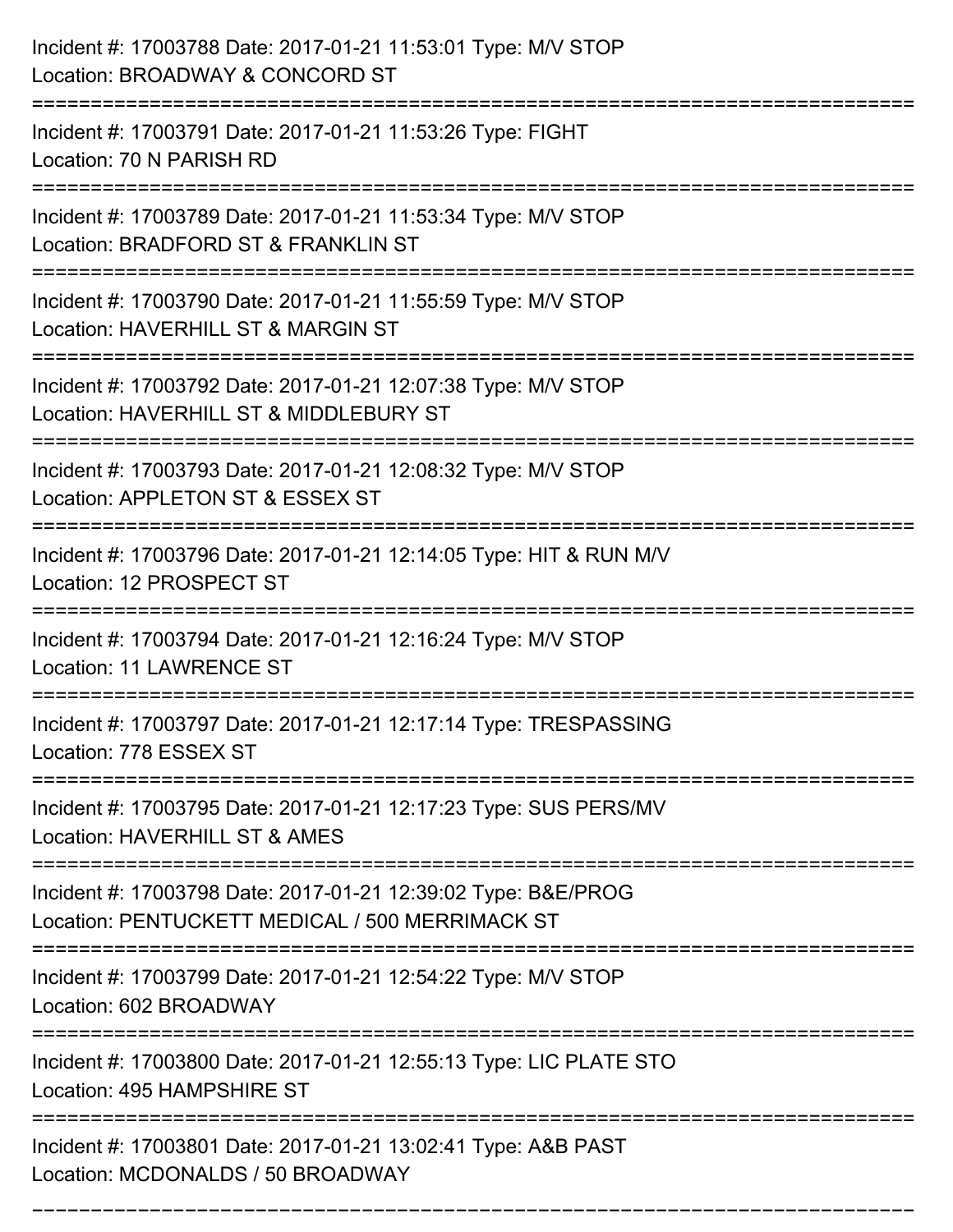Incident #: 17003788 Date: 2017-01-21 11:53:01 Type: M/V STOP
Location: BROADWAY & CONCORD ST

===========================================================================

Incident #: 17003791 Date: 2017-01-21 11:53:26 Type: FIGHT
Location: 70 N PARISH RD

===========================================================================

Incident #: 17003789 Date: 2017-01-21 11:53:34 Type: M/V STOP
Location: BRADFORD ST & FRANKLIN ST

===========================================================================

Incident #: 17003790 Date: 2017-01-21 11:55:59 Type: M/V STOP
Location: HAVERHILL ST & MARGIN ST

===========================================================================

Incident #: 17003792 Date: 2017-01-21 12:07:38 Type: M/V STOP
Location: HAVERHILL ST & MIDDLEBURY ST

===========================================================================

Incident #: 17003793 Date: 2017-01-21 12:08:32 Type: M/V STOP
Location: APPLETON ST & ESSEX ST

===========================================================================

Incident #: 17003796 Date: 2017-01-21 12:14:05 Type: HIT & RUN M/V
Location: 12 PROSPECT ST

===========================================================================

Incident #: 17003794 Date: 2017-01-21 12:16:24 Type: M/V STOP
Location: 11 LAWRENCE ST

===========================================================================

Incident #: 17003797 Date: 2017-01-21 12:17:14 Type: TRESPASSING
Location: 778 ESSEX ST

===========================================================================

Incident #: 17003795 Date: 2017-01-21 12:17:23 Type: SUS PERS/MV
Location: HAVERHILL ST & AMES

===========================================================================

Incident #: 17003798 Date: 2017-01-21 12:39:02 Type: B&E/PROG
Location: PENTUCKETT MEDICAL / 500 MERRIMACK ST

===========================================================================

Incident #: 17003799 Date: 2017-01-21 12:54:22 Type: M/V STOP
Location: 602 BROADWAY

===========================================================================

Incident #: 17003800 Date: 2017-01-21 12:55:13 Type: LIC PLATE STO
Location: 495 HAMPSHIRE ST

===========================================================================

Incident #: 17003801 Date: 2017-01-21 13:02:41 Type: A&B PAST
Location: MCDONALDS / 50 BROADWAY

===========================================================================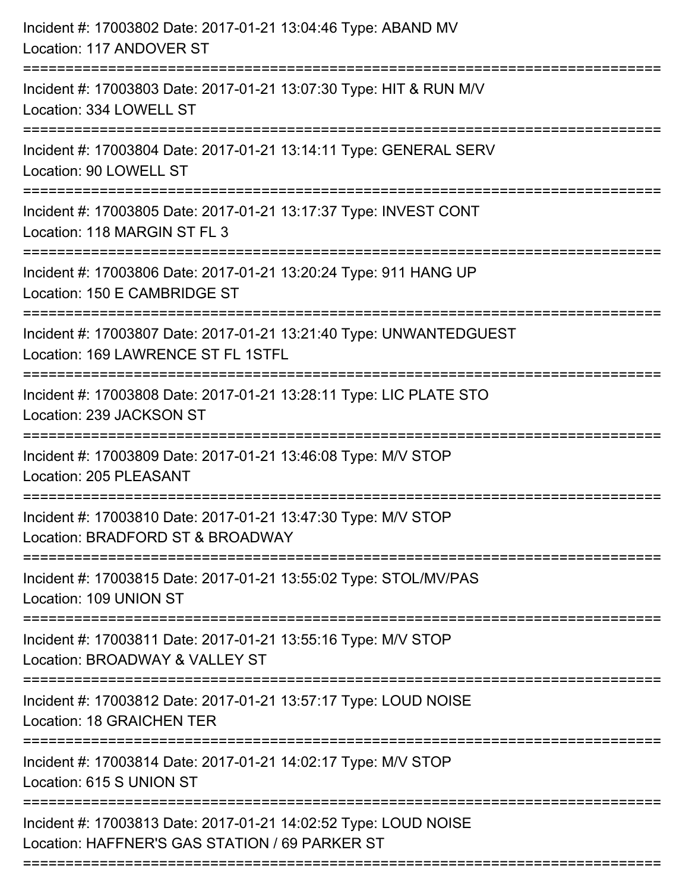Incident #: 17003802 Date: 2017-01-21 13:04:46 Type: ABAND MV
Location: 117 ANDOVER ST

===========================================================================

Incident #: 17003803 Date: 2017-01-21 13:07:30 Type: HIT & RUN M/V
Location: 334 LOWELL ST

===========================================================================

Incident #: 17003804 Date: 2017-01-21 13:14:11 Type: GENERAL SERV
Location: 90 LOWELL ST

===========================================================================

Incident #: 17003805 Date: 2017-01-21 13:17:37 Type: INVEST CONT
Location: 118 MARGIN ST FL 3

===========================================================================

Incident #: 17003806 Date: 2017-01-21 13:20:24 Type: 911 HANG UP
Location: 150 E CAMBRIDGE ST

===========================================================================

Incident #: 17003807 Date: 2017-01-21 13:21:40 Type: UNWANTEDGUEST
Location: 169 LAWRENCE ST FL 1STFL

===========================================================================

Incident #: 17003808 Date: 2017-01-21 13:28:11 Type: LIC PLATE STO
Location: 239 JACKSON ST

===========================================================================

Incident #: 17003809 Date: 2017-01-21 13:46:08 Type: M/V STOP
Location: 205 PLEASANT

===========================================================================

Incident #: 17003810 Date: 2017-01-21 13:47:30 Type: M/V STOP
Location: BRADFORD ST & BROADWAY

===========================================================================

Incident #: 17003815 Date: 2017-01-21 13:55:02 Type: STOL/MV/PAS
Location: 109 UNION ST

===========================================================================

Incident #: 17003811 Date: 2017-01-21 13:55:16 Type: M/V STOP
Location: BROADWAY & VALLEY ST

===========================================================================

Incident #: 17003812 Date: 2017-01-21 13:57:17 Type: LOUD NOISE
Location: 18 GRAICHEN TER

===========================================================================

Incident #: 17003814 Date: 2017-01-21 14:02:17 Type: M/V STOP
Location: 615 S UNION ST

===========================================================================

Incident #: 17003813 Date: 2017-01-21 14:02:52 Type: LOUD NOISE
Location: HAFFNER'S GAS STATION / 69 PARKER ST

===========================================================================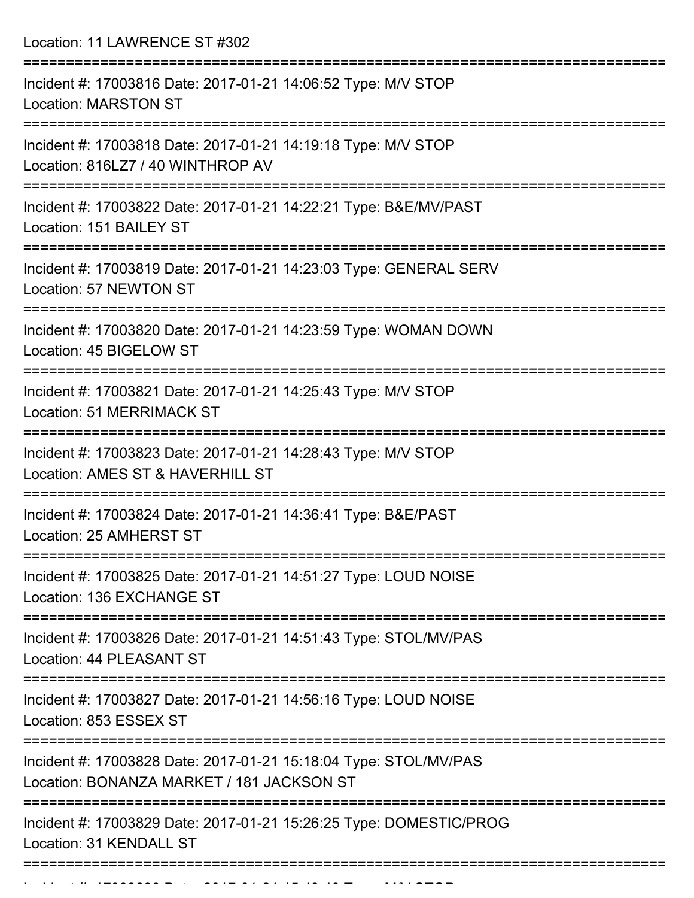Location: 11 LAWRENCE ST #302

===========================================================================

Incident #: 17003816 Date: 2017-01-21 14:06:52 Type: M/V STOP
Location: MARSTON ST

===========================================================================

Incident #: 17003818 Date: 2017-01-21 14:19:18 Type: M/V STOP
Location: 816LZ7 / 40 WINTHROP AV

===========================================================================

Incident #: 17003822 Date: 2017-01-21 14:22:21 Type: B&E/MV/PAST
Location: 151 BAILEY ST

===========================================================================

Incident #: 17003819 Date: 2017-01-21 14:23:03 Type: GENERAL SERV
Location: 57 NEWTON ST

===========================================================================

Incident #: 17003820 Date: 2017-01-21 14:23:59 Type: WOMAN DOWN
Location: 45 BIGELOW ST

===========================================================================

Incident #: 17003821 Date: 2017-01-21 14:25:43 Type: M/V STOP
Location: 51 MERRIMACK ST

===========================================================================

Incident #: 17003823 Date: 2017-01-21 14:28:43 Type: M/V STOP
Location: AMES ST & HAVERHILL ST

===========================================================================

Incident #: 17003824 Date: 2017-01-21 14:36:41 Type: B&E/PAST
Location: 25 AMHERST ST

===========================================================================

Incident #: 17003825 Date: 2017-01-21 14:51:27 Type: LOUD NOISE
Location: 136 EXCHANGE ST

===========================================================================

Incident #: 17003826 Date: 2017-01-21 14:51:43 Type: STOL/MV/PAS
Location: 44 PLEASANT ST

===========================================================================

Incident #: 17003827 Date: 2017-01-21 14:56:16 Type: LOUD NOISE
Location: 853 ESSEX ST

===========================================================================

Incident #: 17003828 Date: 2017-01-21 15:18:04 Type: STOL/MV/PAS
Location: BONANZA MARKET / 181 JACKSON ST

===========================================================================

Incident #: 17003829 Date: 2017-01-21 15:26:25 Type: DOMESTIC/PROG
Location: 31 KENDALL ST

===========================================================================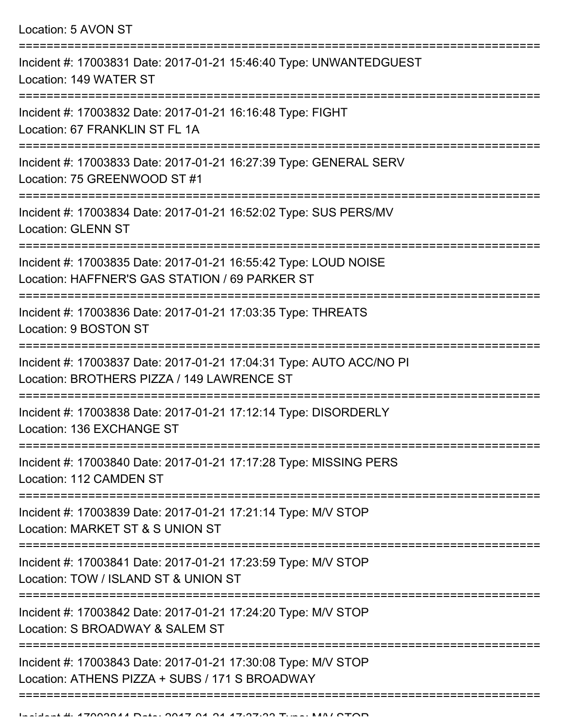Location: 5 AVON ST

===========================================================================

Incident #: 17003831 Date: 2017-01-21 15:46:40 Type: UNWANTEDGUEST
Location: 149 WATER ST

===========================================================================

Incident #: 17003832 Date: 2017-01-21 16:16:48 Type: FIGHT
Location: 67 FRANKLIN ST FL 1A

===========================================================================

Incident #: 17003833 Date: 2017-01-21 16:27:39 Type: GENERAL SERV
Location: 75 GREENWOOD ST #1

===========================================================================

Incident #: 17003834 Date: 2017-01-21 16:52:02 Type: SUS PERS/MV
Location: GLENN ST

===========================================================================

Incident #: 17003835 Date: 2017-01-21 16:55:42 Type: LOUD NOISE
Location: HAFFNER'S GAS STATION / 69 PARKER ST

===========================================================================

Incident #: 17003836 Date: 2017-01-21 17:03:35 Type: THREATS
Location: 9 BOSTON ST

===========================================================================

Incident #: 17003837 Date: 2017-01-21 17:04:31 Type: AUTO ACC/NO PI
Location: BROTHERS PIZZA / 149 LAWRENCE ST

===========================================================================

Incident #: 17003838 Date: 2017-01-21 17:12:14 Type: DISORDERLY
Location: 136 EXCHANGE ST

===========================================================================

Incident #: 17003840 Date: 2017-01-21 17:17:28 Type: MISSING PERS
Location: 112 CAMDEN ST

===========================================================================

Incident #: 17003839 Date: 2017-01-21 17:21:14 Type: M/V STOP
Location: MARKET ST & S UNION ST

===========================================================================

Incident #: 17003841 Date: 2017-01-21 17:23:59 Type: M/V STOP
Location: TOW / ISLAND ST & UNION ST

===========================================================================

Incident #: 17003842 Date: 2017-01-21 17:24:20 Type: M/V STOP
Location: S BROADWAY & SALEM ST

===========================================================================

Incident #: 17003843 Date: 2017-01-21 17:30:08 Type: M/V STOP
Location: ATHENS PIZZA + SUBS / 171 S BROADWAY

===========================================================================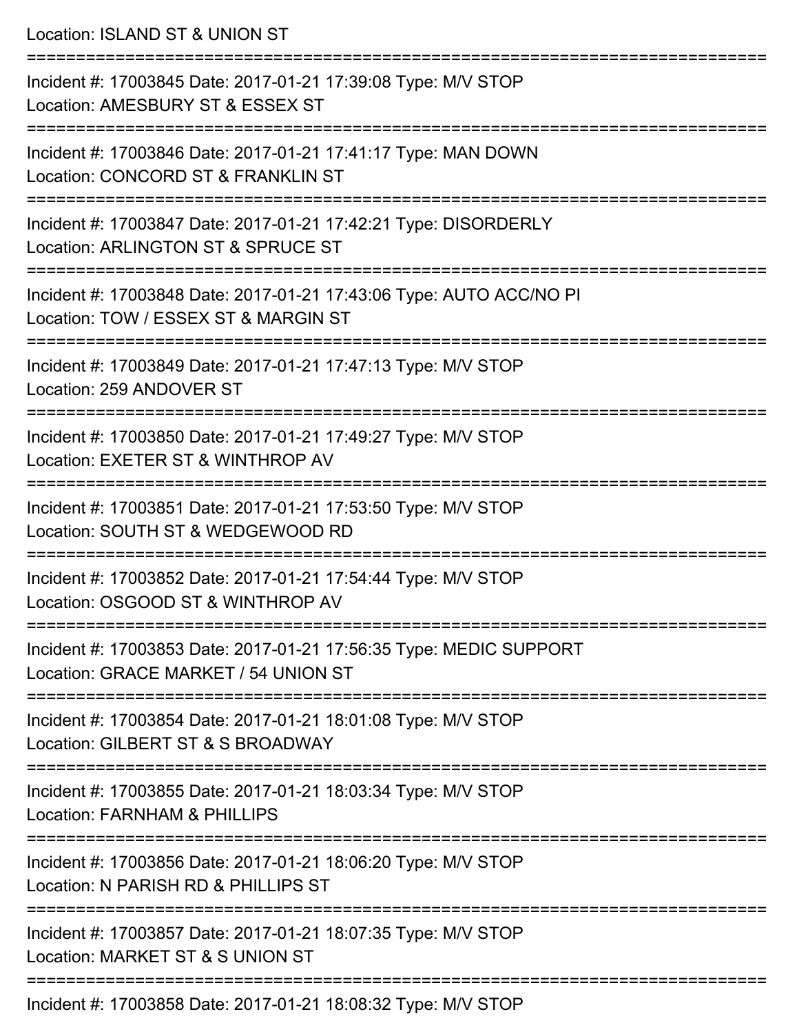Location: ISLAND ST & UNION ST

===========================================================================

Incident #: 17003845 Date: 2017-01-21 17:39:08 Type: M/V STOP

Location: AMESBURY ST & ESSEX ST

===========================================================================

Incident #: 17003846 Date: 2017-01-21 17:41:17 Type: MAN DOWN

Location: CONCORD ST & FRANKLIN ST

===========================================================================

Incident #: 17003847 Date: 2017-01-21 17:42:21 Type: DISORDERLY

Location: ARLINGTON ST & SPRUCE ST

===========================================================================

Incident #: 17003848 Date: 2017-01-21 17:43:06 Type: AUTO ACC/NO PI

Location: TOW / ESSEX ST & MARGIN ST

===========================================================================

Incident #: 17003849 Date: 2017-01-21 17:47:13 Type: M/V STOP

Location: 259 ANDOVER ST

===========================================================================

Incident #: 17003850 Date: 2017-01-21 17:49:27 Type: M/V STOP

Location: EXETER ST & WINTHROP AV

===========================================================================

Incident #: 17003851 Date: 2017-01-21 17:53:50 Type: M/V STOP

Location: SOUTH ST & WEDGEWOOD RD

===========================================================================

Incident #: 17003852 Date: 2017-01-21 17:54:44 Type: M/V STOP

Location: OSGOOD ST & WINTHROP AV

===========================================================================

Incident #: 17003853 Date: 2017-01-21 17:56:35 Type: MEDIC SUPPORT

Location: GRACE MARKET / 54 UNION ST

===========================================================================

Incident #: 17003854 Date: 2017-01-21 18:01:08 Type: M/V STOP

Location: GILBERT ST & S BROADWAY

===========================================================================

Incident #: 17003855 Date: 2017-01-21 18:03:34 Type: M/V STOP

Location: FARNHAM & PHILLIPS

===========================================================================

Incident #: 17003856 Date: 2017-01-21 18:06:20 Type: M/V STOP

Location: N PARISH RD & PHILLIPS ST

===========================================================================

Incident #: 17003857 Date: 2017-01-21 18:07:35 Type: M/V STOP

Location: MARKET ST & S UNION ST

===========================================================================

Incident #: 17003858 Date: 2017-01-21 18:08:32 Type: M/V STOP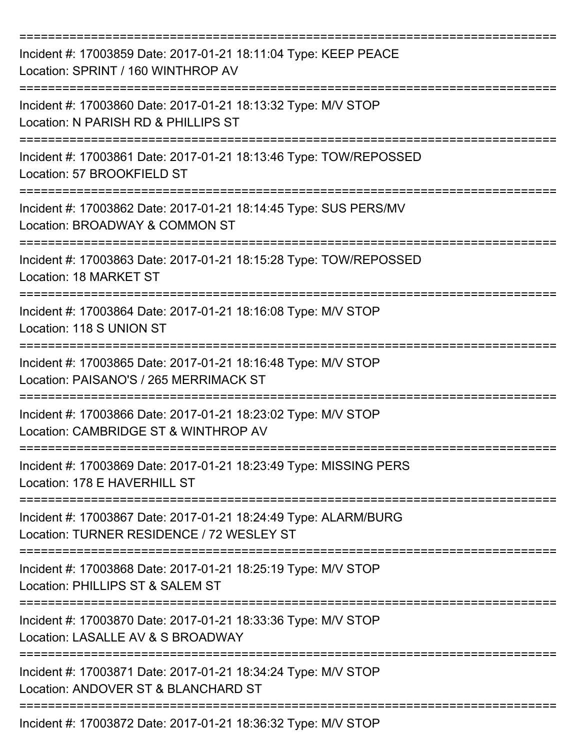===========================================================================
Incident #: 17003859 Date: 2017-01-21 18:11:04 Type: KEEP PEACE
Location: SPRINT / 160 WINTHROP AV
===========================================================================
Incident #: 17003860 Date: 2017-01-21 18:13:32 Type: M/V STOP
Location: N PARISH RD & PHILLIPS ST
===========================================================================
Incident #: 17003861 Date: 2017-01-21 18:13:46 Type: TOW/REPOSSED
Location: 57 BROOKFIELD ST
===========================================================================
Incident #: 17003862 Date: 2017-01-21 18:14:45 Type: SUS PERS/MV
Location: BROADWAY & COMMON ST
===========================================================================
Incident #: 17003863 Date: 2017-01-21 18:15:28 Type: TOW/REPOSSED
Location: 18 MARKET ST
===========================================================================
Incident #: 17003864 Date: 2017-01-21 18:16:08 Type: M/V STOP
Location: 118 S UNION ST
===========================================================================
Incident #: 17003865 Date: 2017-01-21 18:16:48 Type: M/V STOP
Location: PAISANO'S / 265 MERRIMACK ST
===========================================================================
Incident #: 17003866 Date: 2017-01-21 18:23:02 Type: M/V STOP
Location: CAMBRIDGE ST & WINTHROP AV
===========================================================================
Incident #: 17003869 Date: 2017-01-21 18:23:49 Type: MISSING PERS
Location: 178 E HAVERHILL ST
===========================================================================
Incident #: 17003867 Date: 2017-01-21 18:24:49 Type: ALARM/BURG
Location: TURNER RESIDENCE / 72 WESLEY ST
===========================================================================
Incident #: 17003868 Date: 2017-01-21 18:25:19 Type: M/V STOP
Location: PHILLIPS ST & SALEM ST
===========================================================================
Incident #: 17003870 Date: 2017-01-21 18:33:36 Type: M/V STOP
Location: LASALLE AV & S BROADWAY
===========================================================================
Incident #: 17003871 Date: 2017-01-21 18:34:24 Type: M/V STOP
Location: ANDOVER ST & BLANCHARD ST
===========================================================================
Incident #: 17003872 Date: 2017-01-21 18:36:32 Type: M/V STOP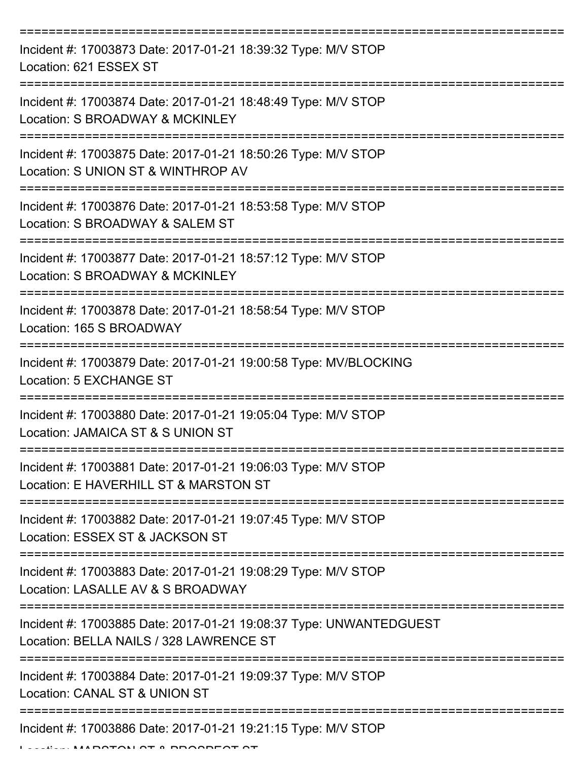===========================================================================

Incident #: 17003873 Date: 2017-01-21 18:39:32 Type: M/V STOP

Location: 621 ESSEX ST

===========================================================================

Incident #: 17003874 Date: 2017-01-21 18:48:49 Type: M/V STOP

Location: S BROADWAY & MCKINLEY

===========================================================================

Incident #: 17003875 Date: 2017-01-21 18:50:26 Type: M/V STOP

Location: S UNION ST & WINTHROP AV

===========================================================================

Incident #: 17003876 Date: 2017-01-21 18:53:58 Type: M/V STOP

Location: S BROADWAY & SALEM ST

===========================================================================

Incident #: 17003877 Date: 2017-01-21 18:57:12 Type: M/V STOP

Location: S BROADWAY & MCKINLEY

===========================================================================

Incident #: 17003878 Date: 2017-01-21 18:58:54 Type: M/V STOP

Location: 165 S BROADWAY

===========================================================================

Incident #: 17003879 Date: 2017-01-21 19:00:58 Type: MV/BLOCKING

Location: 5 EXCHANGE ST

===========================================================================

Incident #: 17003880 Date: 2017-01-21 19:05:04 Type: M/V STOP

Location: JAMAICA ST & S UNION ST

===========================================================================

Incident #: 17003881 Date: 2017-01-21 19:06:03 Type: M/V STOP

Location: E HAVERHILL ST & MARSTON ST

===========================================================================

Incident #: 17003882 Date: 2017-01-21 19:07:45 Type: M/V STOP

Location: ESSEX ST & JACKSON ST

===========================================================================

Incident #: 17003883 Date: 2017-01-21 19:08:29 Type: M/V STOP

Location: LASALLE AV & S BROADWAY

===========================================================================

Incident #: 17003885 Date: 2017-01-21 19:08:37 Type: UNWANTEDGUEST

Location: BELLA NAILS / 328 LAWRENCE ST

===========================================================================

Incident #: 17003884 Date: 2017-01-21 19:09:37 Type: M/V STOP

Location: CANAL ST & UNION ST

===========================================================================

Incident #: 17003886 Date: 2017-01-21 19:21:15 Type: M/V STOP

Location: MARSTON ST & PROSPECT ST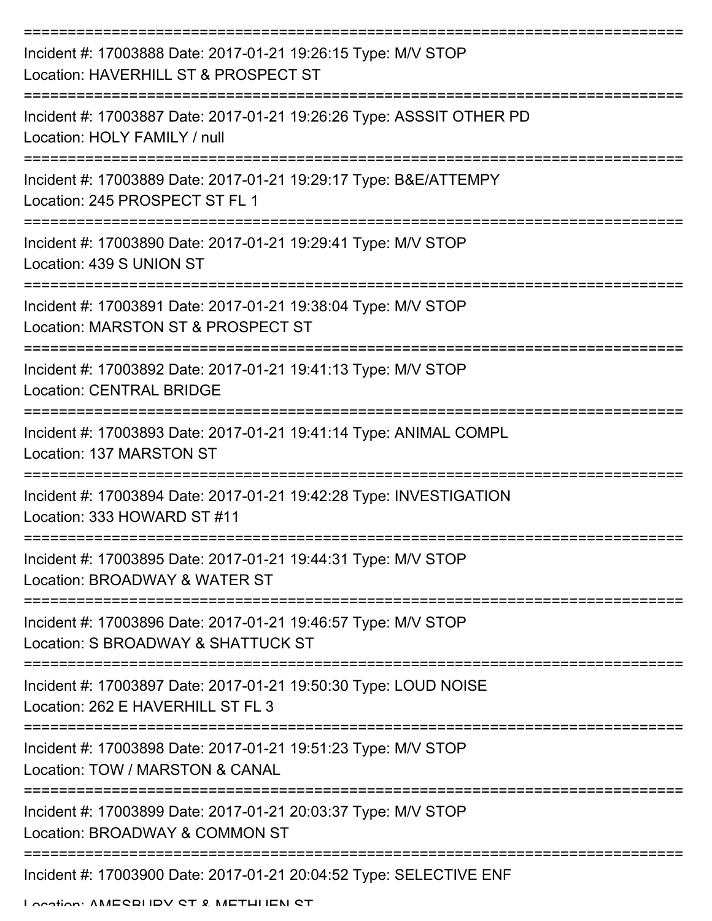===========================================================================

Incident #: 17003888 Date: 2017-01-21 19:26:15 Type: M/V STOP

Location: HAVERHILL ST & PROSPECT ST

===========================================================================

Incident #: 17003887 Date: 2017-01-21 19:26:26 Type: ASSSIT OTHER PD

Location: HOLY FAMILY / null

===========================================================================

Incident #: 17003889 Date: 2017-01-21 19:29:17 Type: B&E/ATTEMPY

Location: 245 PROSPECT ST FL 1

===========================================================================

Incident #: 17003890 Date: 2017-01-21 19:29:41 Type: M/V STOP

Location: 439 S UNION ST

===========================================================================

Incident #: 17003891 Date: 2017-01-21 19:38:04 Type: M/V STOP

Location: MARSTON ST & PROSPECT ST

===========================================================================

Incident #: 17003892 Date: 2017-01-21 19:41:13 Type: M/V STOP

Location: CENTRAL BRIDGE

===========================================================================

Incident #: 17003893 Date: 2017-01-21 19:41:14 Type: ANIMAL COMPL

Location: 137 MARSTON ST

===========================================================================

Incident #: 17003894 Date: 2017-01-21 19:42:28 Type: INVESTIGATION

Location: 333 HOWARD ST #11

===========================================================================

Incident #: 17003895 Date: 2017-01-21 19:44:31 Type: M/V STOP

Location: BROADWAY & WATER ST

===========================================================================

Incident #: 17003896 Date: 2017-01-21 19:46:57 Type: M/V STOP

Location: S BROADWAY & SHATTUCK ST

===========================================================================

Incident #: 17003897 Date: 2017-01-21 19:50:30 Type: LOUD NOISE

Location: 262 E HAVERHILL ST FL 3

===========================================================================

Incident #: 17003898 Date: 2017-01-21 19:51:23 Type: M/V STOP

Location: TOW / MARSTON & CANAL

===========================================================================

Incident #: 17003899 Date: 2017-01-21 20:03:37 Type: M/V STOP

Location: BROADWAY & COMMON ST

===========================================================================

Incident #: 17003900 Date: 2017-01-21 20:04:52 Type: SELECTIVE ENF

Location: AMESBURY ST & METHUEN ST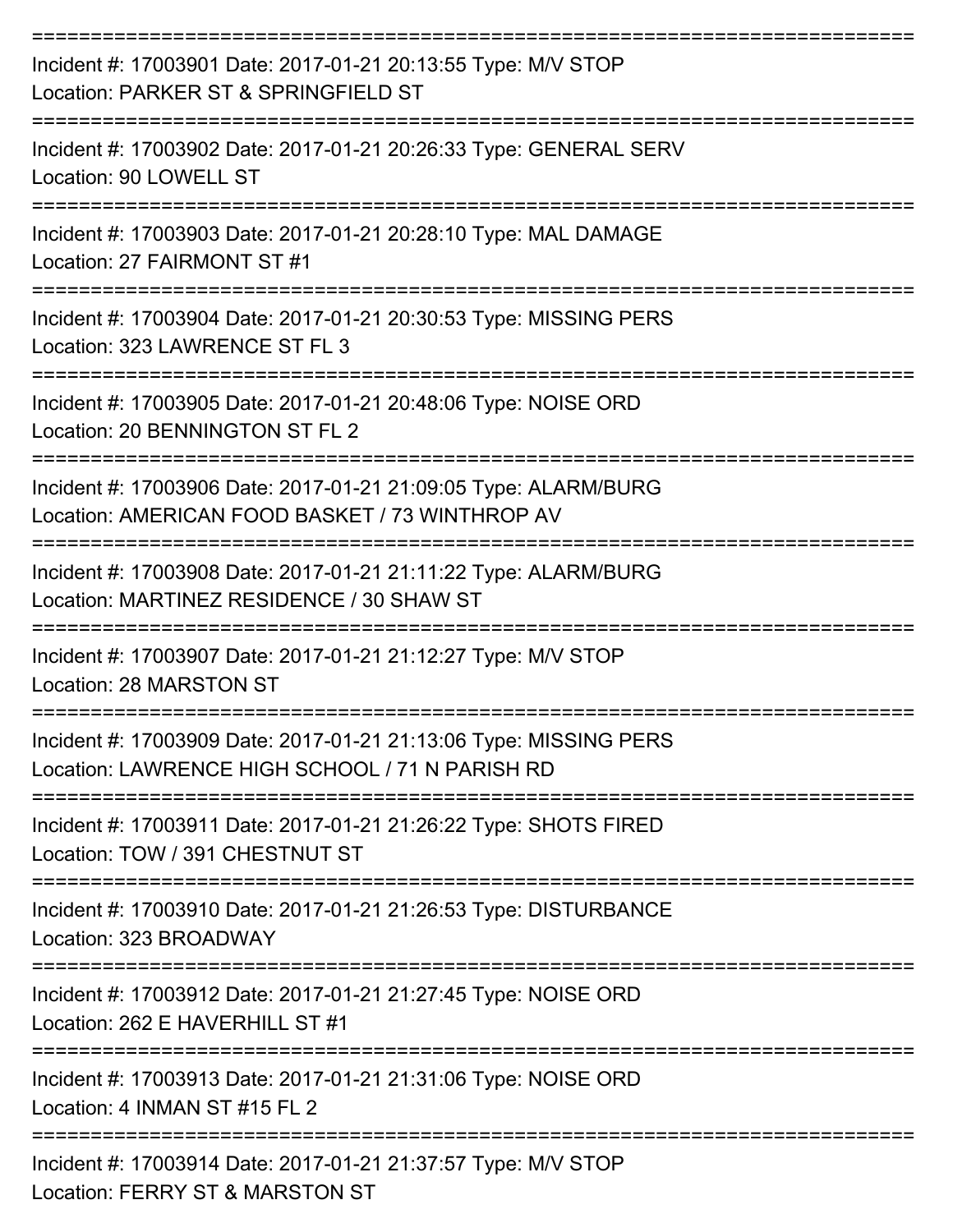===========================================================================

Incident #: 17003901 Date: 2017-01-21 20:13:55 Type: M/V STOP
Location: PARKER ST & SPRINGFIELD ST

===========================================================================

Incident #: 17003902 Date: 2017-01-21 20:26:33 Type: GENERAL SERV
Location: 90 LOWELL ST

===========================================================================

Incident #: 17003903 Date: 2017-01-21 20:28:10 Type: MAL DAMAGE
Location: 27 FAIRMONT ST #1

===========================================================================

Incident #: 17003904 Date: 2017-01-21 20:30:53 Type: MISSING PERS
Location: 323 LAWRENCE ST FL 3

===========================================================================

Incident #: 17003905 Date: 2017-01-21 20:48:06 Type: NOISE ORD
Location: 20 BENNINGTON ST FL 2

===========================================================================

Incident #: 17003906 Date: 2017-01-21 21:09:05 Type: ALARM/BURG
Location: AMERICAN FOOD BASKET / 73 WINTHROP AV

===========================================================================

Incident #: 17003908 Date: 2017-01-21 21:11:22 Type: ALARM/BURG
Location: MARTINEZ RESIDENCE / 30 SHAW ST

===========================================================================

Incident #: 17003907 Date: 2017-01-21 21:12:27 Type: M/V STOP
Location: 28 MARSTON ST

===========================================================================

Incident #: 17003909 Date: 2017-01-21 21:13:06 Type: MISSING PERS
Location: LAWRENCE HIGH SCHOOL / 71 N PARISH RD

===========================================================================

Incident #: 17003911 Date: 2017-01-21 21:26:22 Type: SHOTS FIRED
Location: TOW / 391 CHESTNUT ST

===========================================================================

Incident #: 17003910 Date: 2017-01-21 21:26:53 Type: DISTURBANCE
Location: 323 BROADWAY

===========================================================================

Incident #: 17003912 Date: 2017-01-21 21:27:45 Type: NOISE ORD
Location: 262 E HAVERHILL ST #1

===========================================================================

Incident #: 17003913 Date: 2017-01-21 21:31:06 Type: NOISE ORD
Location: 4 INMAN ST #15 FL 2

===========================================================================

Incident #: 17003914 Date: 2017-01-21 21:37:57 Type: M/V STOP
Location: FERRY ST & MARSTON ST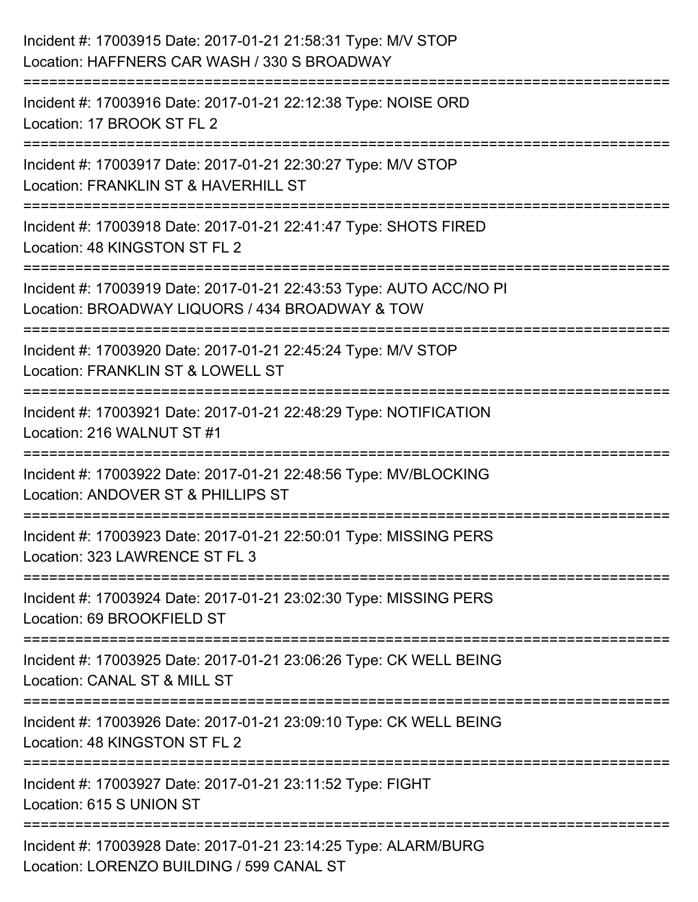Incident #: 17003915 Date: 2017-01-21 21:58:31 Type: M/V STOP
Location: HAFFNERS CAR WASH / 330 S BROADWAY

===========================================================================

Incident #: 17003916 Date: 2017-01-21 22:12:38 Type: NOISE ORD
Location: 17 BROOK ST FL 2

===========================================================================

Incident #: 17003917 Date: 2017-01-21 22:30:27 Type: M/V STOP
Location: FRANKLIN ST & HAVERHILL ST

===========================================================================

Incident #: 17003918 Date: 2017-01-21 22:41:47 Type: SHOTS FIRED
Location: 48 KINGSTON ST FL 2

===========================================================================

Incident #: 17003919 Date: 2017-01-21 22:43:53 Type: AUTO ACC/NO PI
Location: BROADWAY LIQUORS / 434 BROADWAY & TOW

===========================================================================

Incident #: 17003920 Date: 2017-01-21 22:45:24 Type: M/V STOP
Location: FRANKLIN ST & LOWELL ST

===========================================================================

Incident #: 17003921 Date: 2017-01-21 22:48:29 Type: NOTIFICATION
Location: 216 WALNUT ST #1

===========================================================================

Incident #: 17003922 Date: 2017-01-21 22:48:56 Type: MV/BLOCKING
Location: ANDOVER ST & PHILLIPS ST

===========================================================================

Incident #: 17003923 Date: 2017-01-21 22:50:01 Type: MISSING PERS
Location: 323 LAWRENCE ST FL 3

===========================================================================

Incident #: 17003924 Date: 2017-01-21 23:02:30 Type: MISSING PERS
Location: 69 BROOKFIELD ST

===========================================================================

Incident #: 17003925 Date: 2017-01-21 23:06:26 Type: CK WELL BEING
Location: CANAL ST & MILL ST

===========================================================================

Incident #: 17003926 Date: 2017-01-21 23:09:10 Type: CK WELL BEING
Location: 48 KINGSTON ST FL 2

===========================================================================

Incident #: 17003927 Date: 2017-01-21 23:11:52 Type: FIGHT
Location: 615 S UNION ST

===========================================================================

Incident #: 17003928 Date: 2017-01-21 23:14:25 Type: ALARM/BURG
Location: LORENZO BUILDING / 599 CANAL ST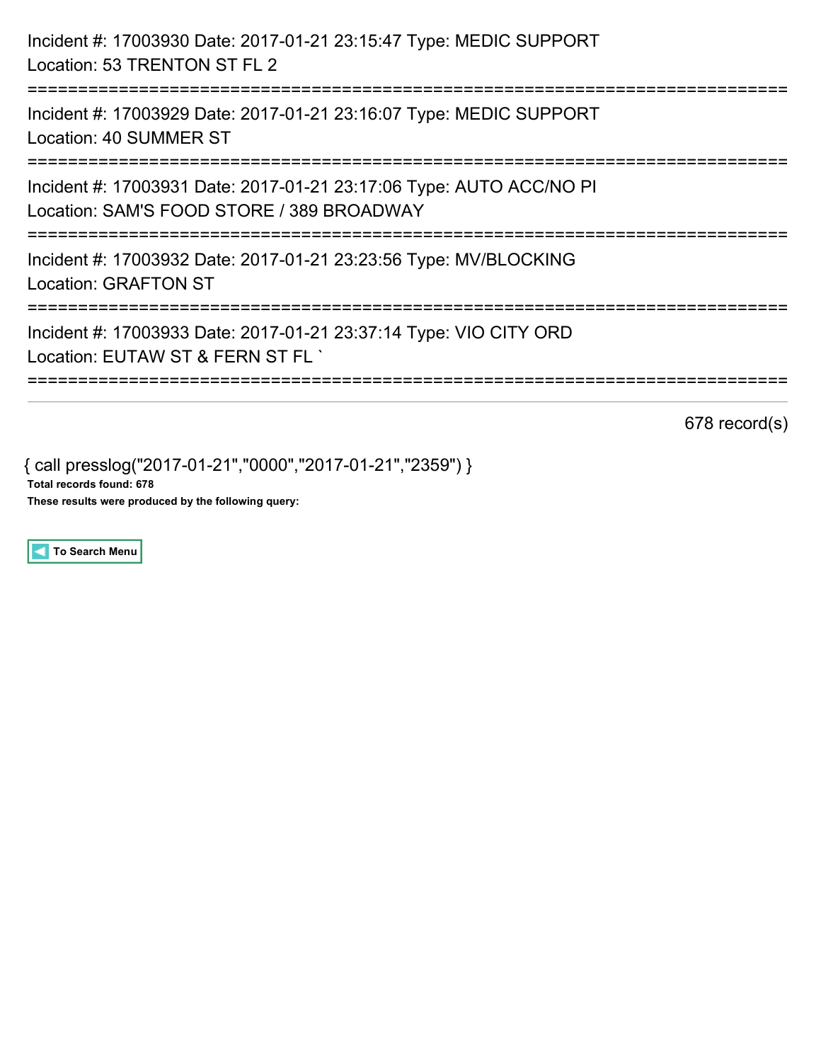Incident #: 17003930 Date: 2017-01-21 23:15:47 Type: MEDIC SUPPORT
Location: 53 TRENTON ST FL 2

===========================================================================

Incident #: 17003929 Date: 2017-01-21 23:16:07 Type: MEDIC SUPPORT
Location: 40 SUMMER ST

===========================================================================

Incident #: 17003931 Date: 2017-01-21 23:17:06 Type: AUTO ACC/NO PI
Location: SAM'S FOOD STORE / 389 BROADWAY

===========================================================================

Incident #: 17003932 Date: 2017-01-21 23:23:56 Type: MV/BLOCKING
Location: GRAFTON ST

===========================================================================

Incident #: 17003933 Date: 2017-01-21 23:37:14 Type: VIO CITY ORD
Location: EUTAW ST & FERN ST FL `

===========================================================================

678 record(s)

{ call presslog("2017-01-21","0000","2017-01-21","2359") }

**Total records found: 678**

**These results were produced by the following query:**

**To Search Menu**